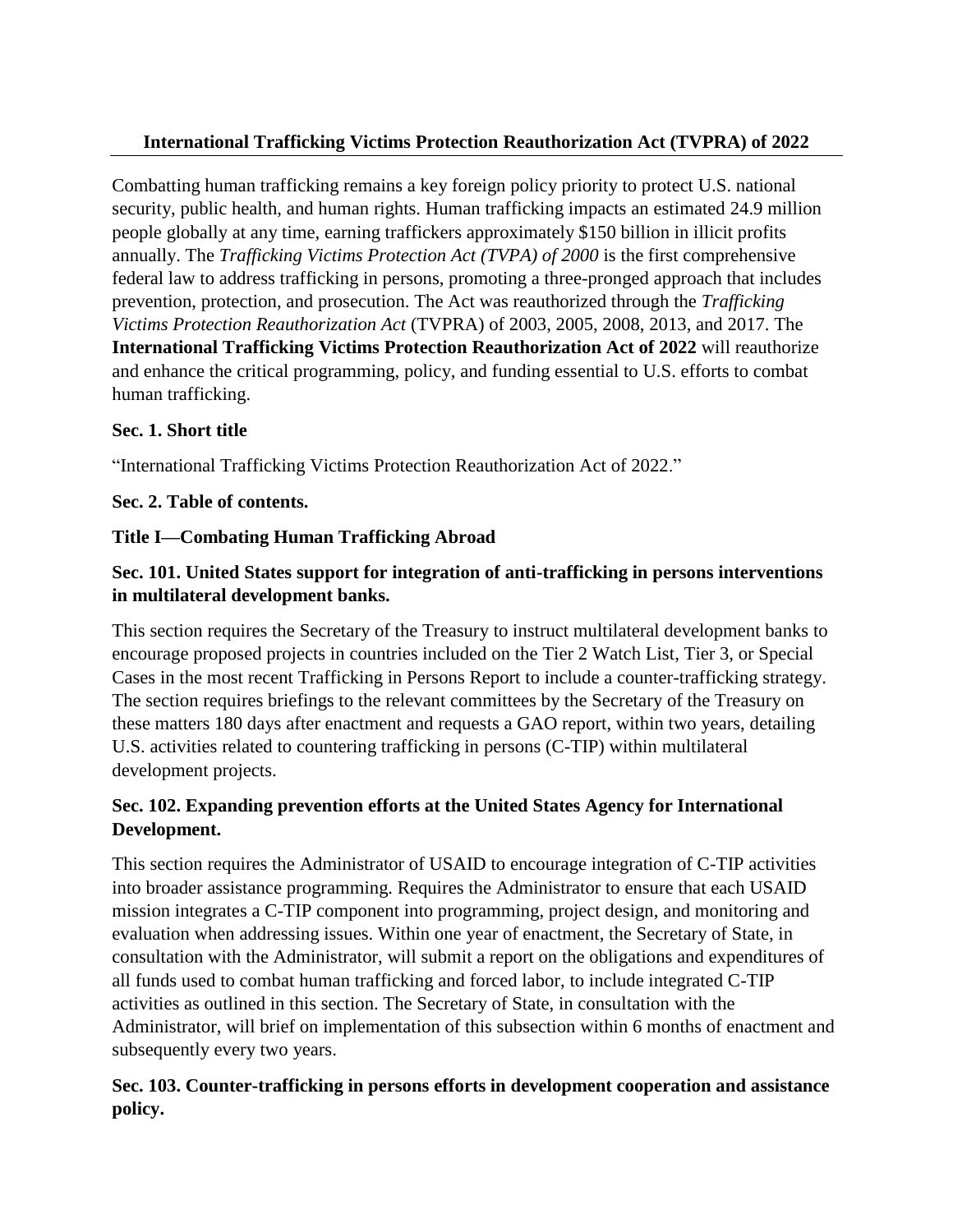## International Trafficking Victims Protection Reauthorization Act (TVPRA) of 2022

Combatting human trafficking remains a key foreign policy priority to protect U.S. national security, public health, and human rights. Human trafficking impacts an estimated 24.9 million people globally at any time, earning traffickers approximately $150 billion in illicit profits annually. The *Trafficking Victims Protection Act (TVPA) of 2000* is the first comprehensive federal law to address trafficking in persons, promoting a three-pronged approach that includes prevention, protection, and prosecution. The Act was reauthorized through the *Trafficking Victims Protection Reauthorization Act* (TVPRA) of 2003, 2005, 2008, 2013, and 2017. The **International Trafficking Victims Protection Reauthorization Act of 2022** will reauthorize and enhance the critical programming, policy, and funding essential to U.S. efforts to combat human trafficking.

**Sec. 1. Short title**

"International Trafficking Victims Protection Reauthorization Act of 2022."

**Sec. 2. Table of contents.**

**Title I—Combating Human Trafficking Abroad**

**Sec. 101. United States support for integration of anti-trafficking in persons interventions in multilateral development banks.**

This section requires the Secretary of the Treasury to instruct multilateral development banks to encourage proposed projects in countries included on the Tier 2 Watch List, Tier 3, or Special Cases in the most recent Trafficking in Persons Report to include a counter-trafficking strategy. The section requires briefings to the relevant committees by the Secretary of the Treasury on these matters 180 days after enactment and requests a GAO report, within two years, detailing U.S. activities related to countering trafficking in persons (C-TIP) within multilateral development projects.

**Sec. 102. Expanding prevention efforts at the United States Agency for International Development.**

This section requires the Administrator of USAID to encourage integration of C-TIP activities into broader assistance programming. Requires the Administrator to ensure that each USAID mission integrates a C-TIP component into programming, project design, and monitoring and evaluation when addressing issues. Within one year of enactment, the Secretary of State, in consultation with the Administrator, will submit a report on the obligations and expenditures of all funds used to combat human trafficking and forced labor, to include integrated C-TIP activities as outlined in this section. The Secretary of State, in consultation with the Administrator, will brief on implementation of this subsection within 6 months of enactment and subsequently every two years.

**Sec. 103. Counter-trafficking in persons efforts in development cooperation and assistance policy.**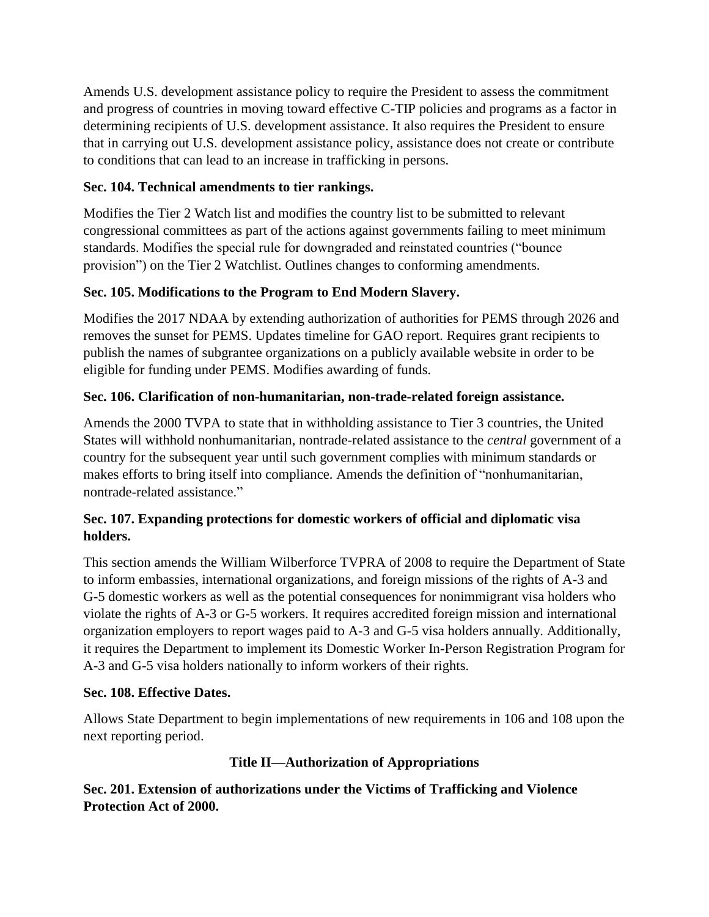Amends U.S. development assistance policy to require the President to assess the commitment and progress of countries in moving toward effective C-TIP policies and programs as a factor in determining recipients of U.S. development assistance. It also requires the President to ensure that in carrying out U.S. development assistance policy, assistance does not create or contribute to conditions that can lead to an increase in trafficking in persons.

**Sec. 104. Technical amendments to tier rankings.**

Modifies the Tier 2 Watch list and modifies the country list to be submitted to relevant congressional committees as part of the actions against governments failing to meet minimum standards. Modifies the special rule for downgraded and reinstated countries ("bounce provision") on the Tier 2 Watchlist. Outlines changes to conforming amendments.

**Sec. 105. Modifications to the Program to End Modern Slavery.**

Modifies the 2017 NDAA by extending authorization of authorities for PEMS through 2026 and removes the sunset for PEMS. Updates timeline for GAO report. Requires grant recipients to publish the names of subgrantee organizations on a publicly available website in order to be eligible for funding under PEMS. Modifies awarding of funds.

**Sec. 106. Clarification of non-humanitarian, non-trade-related foreign assistance.**

Amends the 2000 TVPA to state that in withholding assistance to Tier 3 countries, the United States will withhold nonhumanitarian, nontrade-related assistance to the *central* government of a country for the subsequent year until such government complies with minimum standards or makes efforts to bring itself into compliance. Amends the definition of "nonhumanitarian, nontrade-related assistance."

**Sec. 107. Expanding protections for domestic workers of official and diplomatic visa holders.**

This section amends the William Wilberforce TVPRA of 2008 to require the Department of State to inform embassies, international organizations, and foreign missions of the rights of A-3 and G-5 domestic workers as well as the potential consequences for nonimmigrant visa holders who violate the rights of A-3 or G-5 workers. It requires accredited foreign mission and international organization employers to report wages paid to A-3 and G-5 visa holders annually. Additionally, it requires the Department to implement its Domestic Worker In-Person Registration Program for A-3 and G-5 visa holders nationally to inform workers of their rights.

**Sec. 108. Effective Dates.**

Allows State Department to begin implementations of new requirements in 106 and 108 upon the next reporting period.

## Title II—Authorization of Appropriations

**Sec. 201. Extension of authorizations under the Victims of Trafficking and Violence Protection Act of 2000.**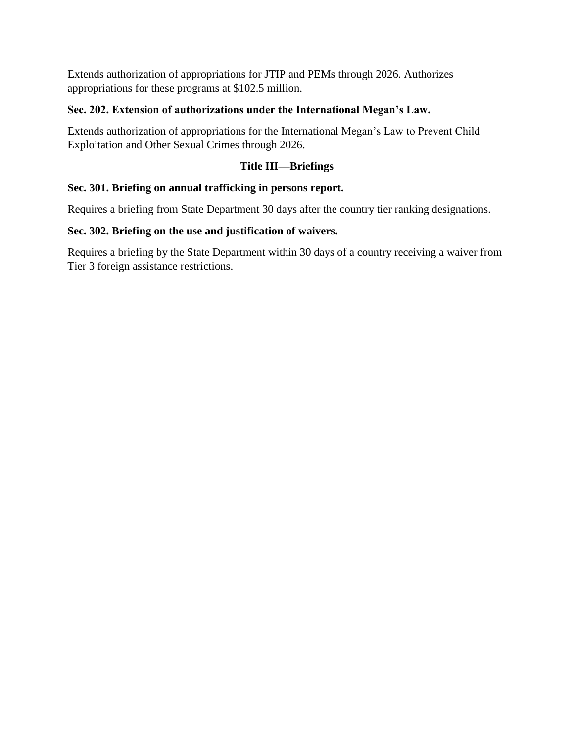Extends authorization of appropriations for JTIP and PEMs through 2026. Authorizes appropriations for these programs at $102.5 million.

**Sec. 202. Extension of authorizations under the International Megan's Law.**

Extends authorization of appropriations for the International Megan's Law to Prevent Child Exploitation and Other Sexual Crimes through 2026.

## Title III—Briefings

**Sec. 301. Briefing on annual trafficking in persons report.**

Requires a briefing from State Department 30 days after the country tier ranking designations.

**Sec. 302. Briefing on the use and justification of waivers.**

Requires a briefing by the State Department within 30 days of a country receiving a waiver from Tier 3 foreign assistance restrictions.